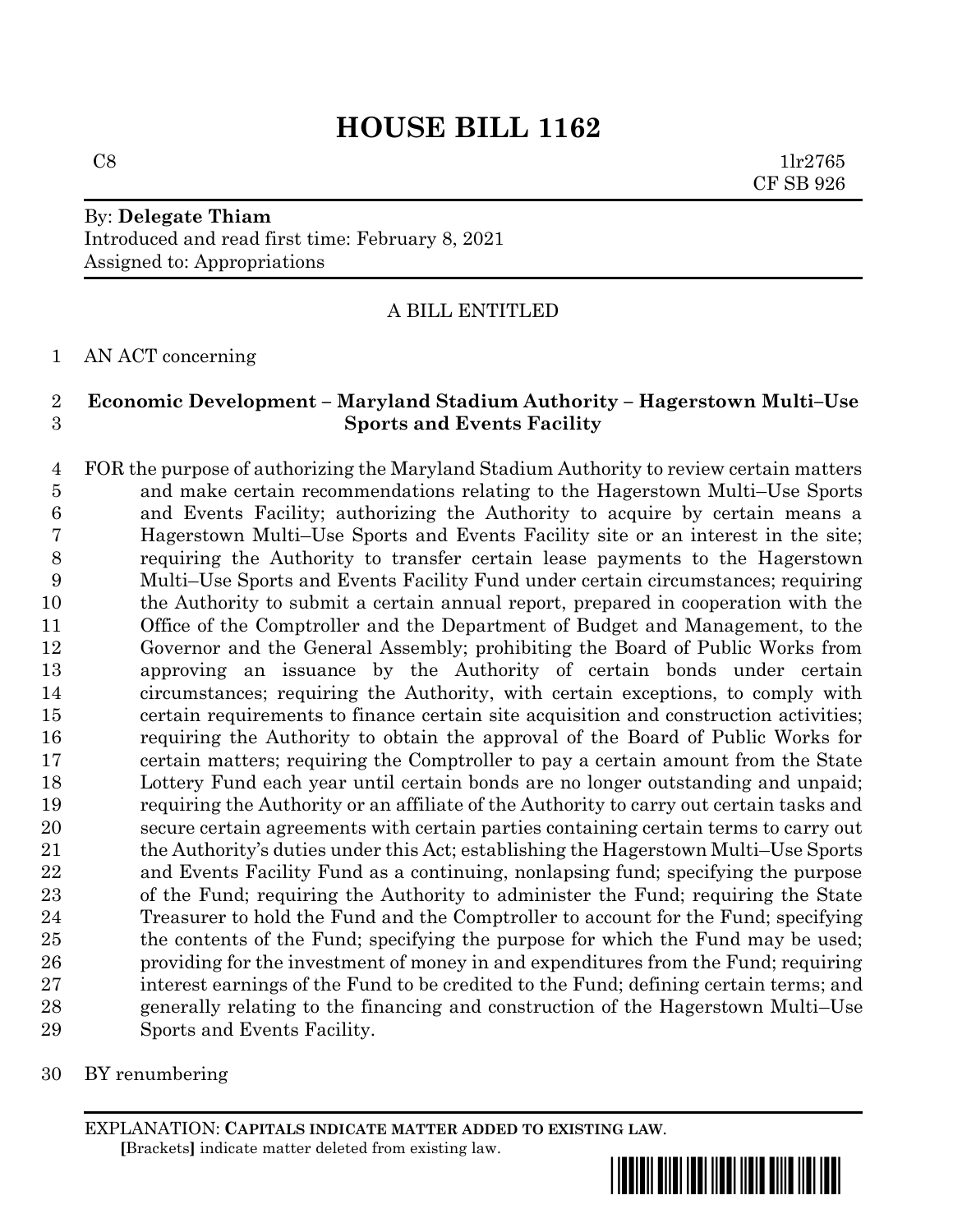# HOUSE BILL 1162

C8 1lr2765
CF SB 926

By: **Delegate Thiam**
Introduced and read first time: February 8, 2021
Assigned to: Appropriations

A BILL ENTITLED

AN ACT concerning

## Economic Development – Maryland Stadium Authority – Hagerstown Multi–Use Sports and Events Facility

FOR the purpose of authorizing the Maryland Stadium Authority to review certain matters and make certain recommendations relating to the Hagerstown Multi–Use Sports and Events Facility; authorizing the Authority to acquire by certain means a Hagerstown Multi–Use Sports and Events Facility site or an interest in the site; requiring the Authority to transfer certain lease payments to the Hagerstown Multi–Use Sports and Events Facility Fund under certain circumstances; requiring the Authority to submit a certain annual report, prepared in cooperation with the Office of the Comptroller and the Department of Budget and Management, to the Governor and the General Assembly; prohibiting the Board of Public Works from approving an issuance by the Authority of certain bonds under certain circumstances; requiring the Authority, with certain exceptions, to comply with certain requirements to finance certain site acquisition and construction activities; requiring the Authority to obtain the approval of the Board of Public Works for certain matters; requiring the Comptroller to pay a certain amount from the State Lottery Fund each year until certain bonds are no longer outstanding and unpaid; requiring the Authority or an affiliate of the Authority to carry out certain tasks and secure certain agreements with certain parties containing certain terms to carry out the Authority's duties under this Act; establishing the Hagerstown Multi–Use Sports and Events Facility Fund as a continuing, nonlapsing fund; specifying the purpose of the Fund; requiring the Authority to administer the Fund; requiring the State Treasurer to hold the Fund and the Comptroller to account for the Fund; specifying the contents of the Fund; specifying the purpose for which the Fund may be used; providing for the investment of money in and expenditures from the Fund; requiring interest earnings of the Fund to be credited to the Fund; defining certain terms; and generally relating to the financing and construction of the Hagerstown Multi–Use Sports and Events Facility.

BY renumbering

EXPLANATION: **CAPITALS INDICATE MATTER ADDED TO EXISTING LAW**.
**[**Brackets**]** indicate matter deleted from existing law.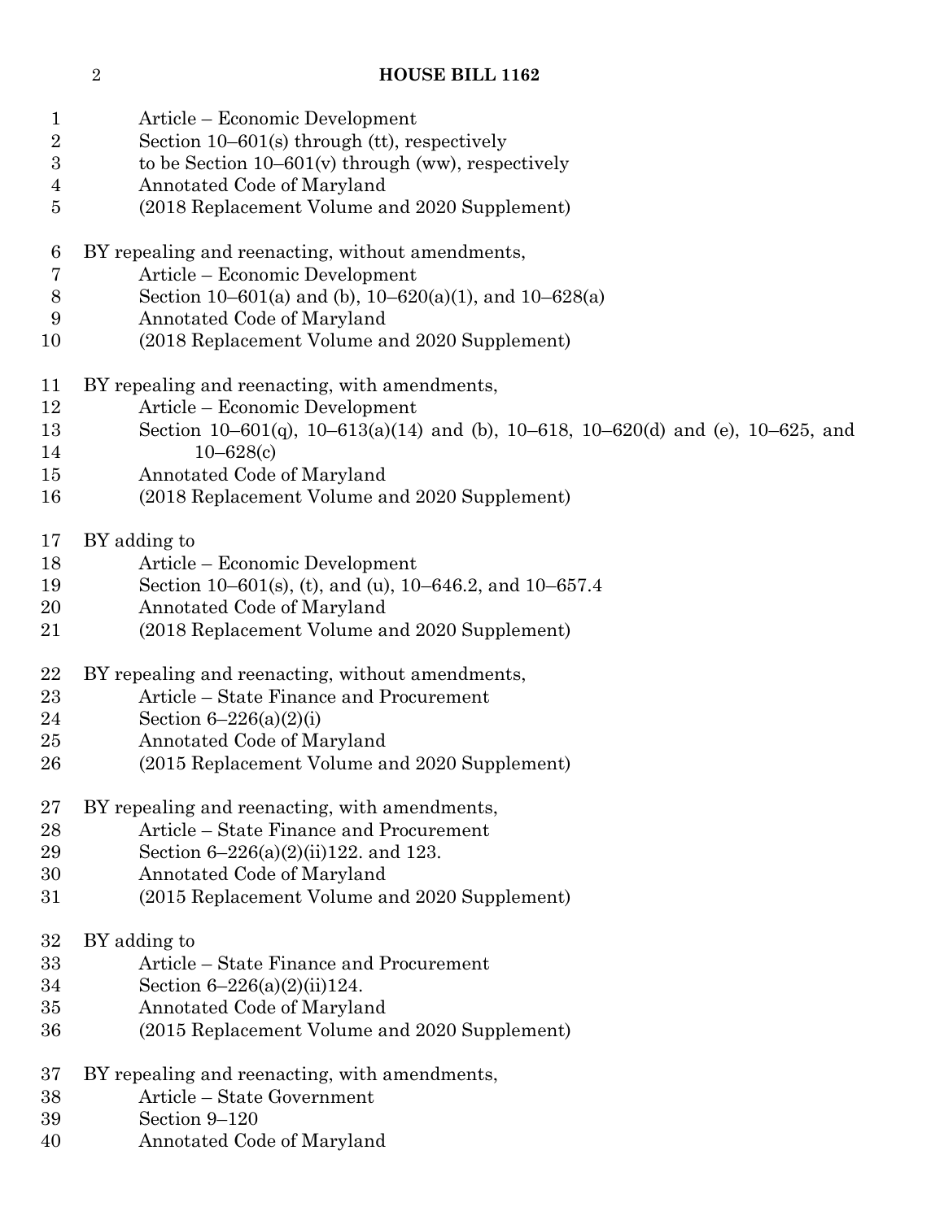Article – Economic Development
Section 10–601(s) through (tt), respectively
to be Section 10–601(v) through (ww), respectively
Annotated Code of Maryland
(2018 Replacement Volume and 2020 Supplement)

BY repealing and reenacting, without amendments,
Article – Economic Development
Section 10–601(a) and (b), 10–620(a)(1), and 10–628(a)
Annotated Code of Maryland
(2018 Replacement Volume and 2020 Supplement)

BY repealing and reenacting, with amendments,
Article – Economic Development
Section 10–601(q), 10–613(a)(14) and (b), 10–618, 10–620(d) and (e), 10–625, and 10–628(c)
Annotated Code of Maryland
(2018 Replacement Volume and 2020 Supplement)

BY adding to
Article – Economic Development
Section 10–601(s), (t), and (u), 10–646.2, and 10–657.4
Annotated Code of Maryland
(2018 Replacement Volume and 2020 Supplement)

BY repealing and reenacting, without amendments,
Article – State Finance and Procurement
Section 6–226(a)(2)(i)
Annotated Code of Maryland
(2015 Replacement Volume and 2020 Supplement)

BY repealing and reenacting, with amendments,
Article – State Finance and Procurement
Section 6–226(a)(2)(ii)122. and 123.
Annotated Code of Maryland
(2015 Replacement Volume and 2020 Supplement)

BY adding to
Article – State Finance and Procurement
Section 6–226(a)(2)(ii)124.
Annotated Code of Maryland
(2015 Replacement Volume and 2020 Supplement)

BY repealing and reenacting, with amendments,
Article – State Government
Section 9–120
Annotated Code of Maryland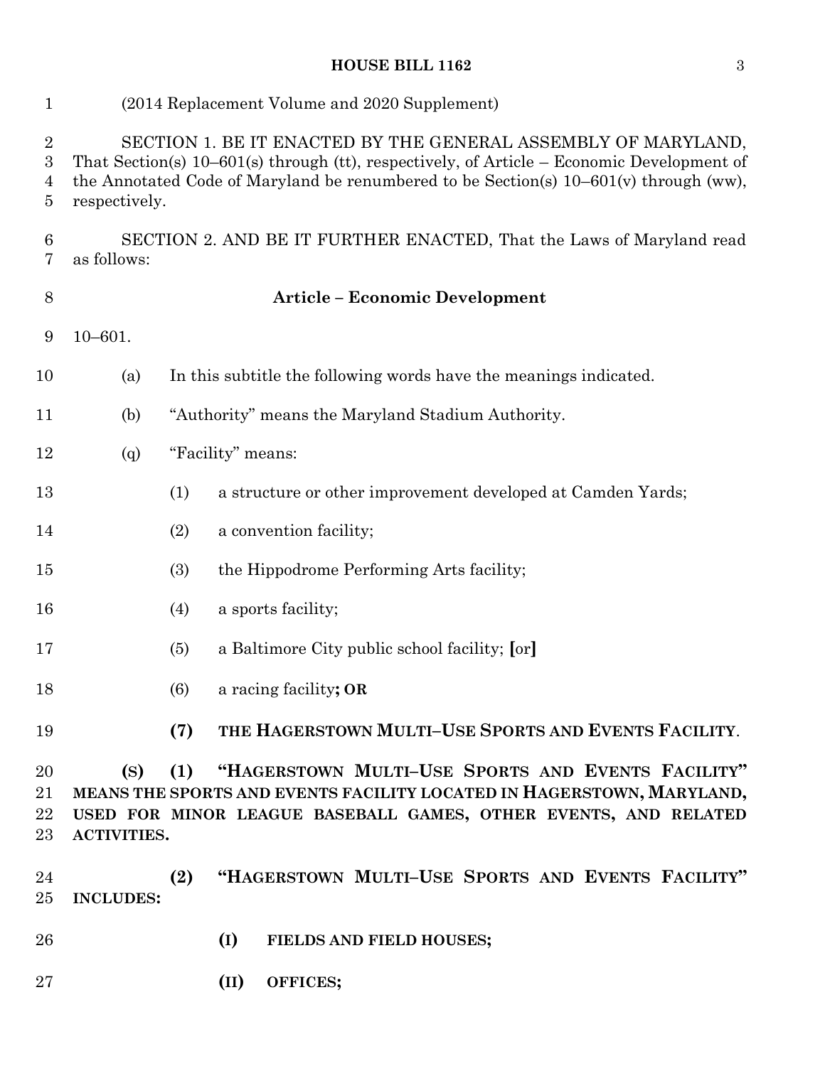(2014 Replacement Volume and 2020 Supplement)

SECTION 1. BE IT ENACTED BY THE GENERAL ASSEMBLY OF MARYLAND, That Section(s) 10–601(s) through (tt), respectively, of Article – Economic Development of the Annotated Code of Maryland be renumbered to be Section(s) 10–601(v) through (ww), respectively.

SECTION 2. AND BE IT FURTHER ENACTED, That the Laws of Maryland read as follows:

**Article – Economic Development**

10–601.

(a) In this subtitle the following words have the meanings indicated.

(b) "Authority" means the Maryland Stadium Authority.

(q) "Facility" means:

(1) a structure or other improvement developed at Camden Yards;

(2) a convention facility;

(3) the Hippodrome Performing Arts facility;

(4) a sports facility;

(5) a Baltimore City public school facility; **[**or**]**

(6) a racing facility**; OR**

**(7) THE HAGERSTOWN MULTI–USE SPORTS AND EVENTS FACILITY**.

**(S) (1) "HAGERSTOWN MULTI–USE SPORTS AND EVENTS FACILITY" MEANS THE SPORTS AND EVENTS FACILITY LOCATED IN HAGERSTOWN, MARYLAND, USED FOR MINOR LEAGUE BASEBALL GAMES, OTHER EVENTS, AND RELATED ACTIVITIES.**

**(2) "HAGERSTOWN MULTI–USE SPORTS AND EVENTS FACILITY" INCLUDES:**

**(I) FIELDS AND FIELD HOUSES;**

**(II) OFFICES;**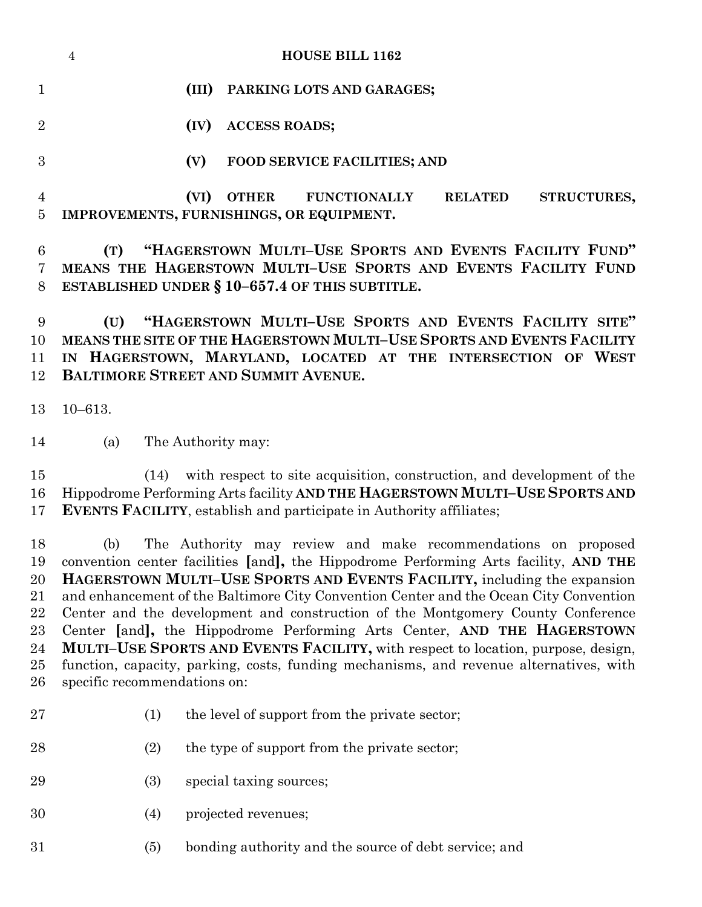**(III) PARKING LOTS AND GARAGES;**

**(IV) ACCESS ROADS;**

**(V) FOOD SERVICE FACILITIES; AND**

**(VI) OTHER FUNCTIONALLY RELATED STRUCTURES, IMPROVEMENTS, FURNISHINGS, OR EQUIPMENT.**

**(T) "HAGERSTOWN MULTI–USE SPORTS AND EVENTS FACILITY FUND" MEANS THE HAGERSTOWN MULTI–USE SPORTS AND EVENTS FACILITY FUND ESTABLISHED UNDER § 10–657.4 OF THIS SUBTITLE.**

**(U) "HAGERSTOWN MULTI–USE SPORTS AND EVENTS FACILITY SITE" MEANS THE SITE OF THE HAGERSTOWN MULTI–USE SPORTS AND EVENTS FACILITY IN HAGERSTOWN, MARYLAND, LOCATED AT THE INTERSECTION OF WEST BALTIMORE STREET AND SUMMIT AVENUE.**

10–613.

(a) The Authority may:

(14) with respect to site acquisition, construction, and development of the Hippodrome Performing Arts facility **AND THE HAGERSTOWN MULTI–USE SPORTS AND EVENTS FACILITY**, establish and participate in Authority affiliates;

(b) The Authority may review and make recommendations on proposed convention center facilities [and]**,** the Hippodrome Performing Arts facility, **AND THE HAGERSTOWN MULTI–USE SPORTS AND EVENTS FACILITY,** including the expansion and enhancement of the Baltimore City Convention Center and the Ocean City Convention Center and the development and construction of the Montgomery County Conference Center [and]**,** the Hippodrome Performing Arts Center, **AND THE HAGERSTOWN MULTI–USE SPORTS AND EVENTS FACILITY,** with respect to location, purpose, design, function, capacity, parking, costs, funding mechanisms, and revenue alternatives, with specific recommendations on:

(1) the level of support from the private sector;

(2) the type of support from the private sector;

(3) special taxing sources;

(4) projected revenues;

(5) bonding authority and the source of debt service; and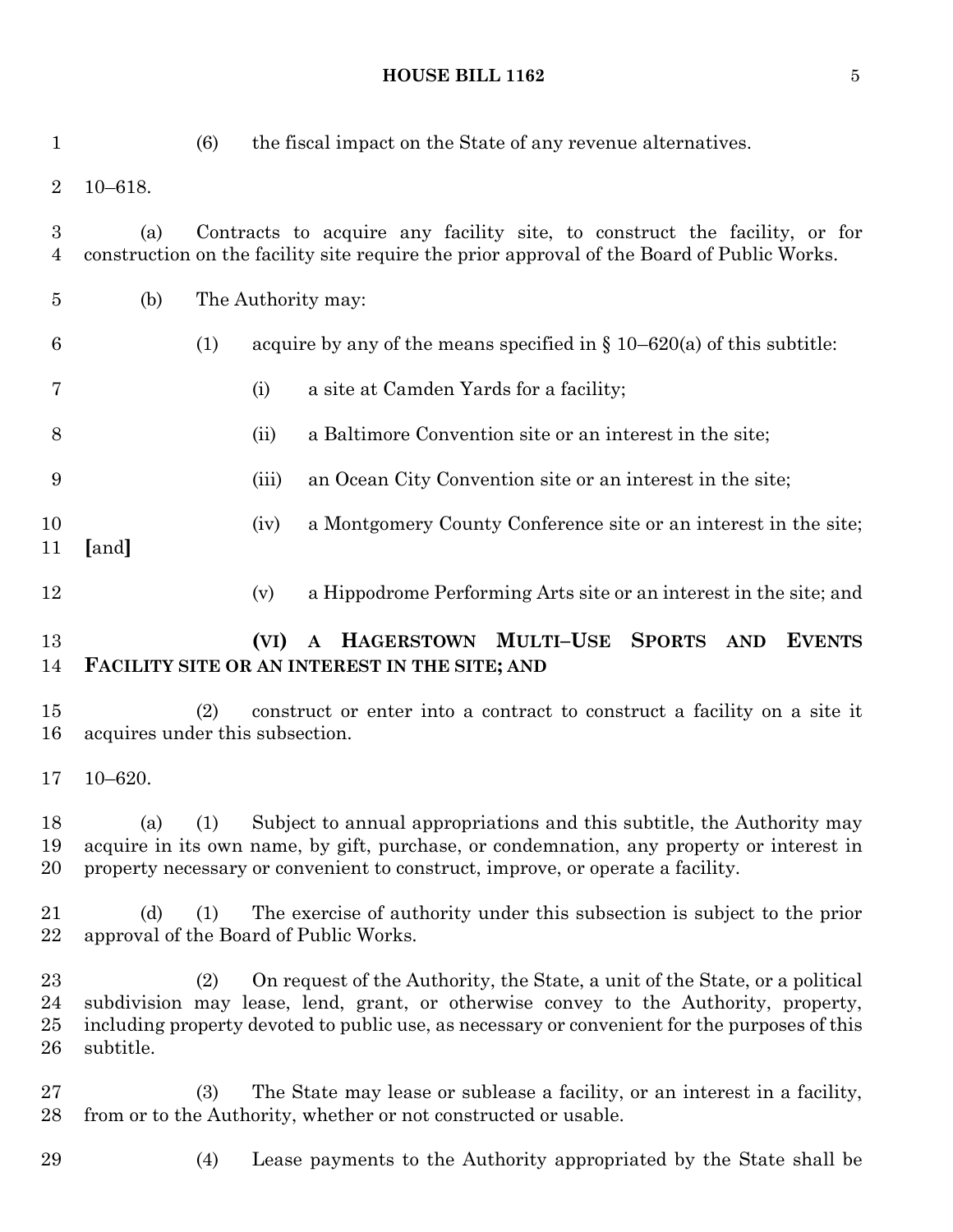(6) the fiscal impact on the State of any revenue alternatives.

10–618.

(a) Contracts to acquire any facility site, to construct the facility, or for construction on the facility site require the prior approval of the Board of Public Works.

(b) The Authority may:

(1) acquire by any of the means specified in § 10–620(a) of this subtitle:

(i) a site at Camden Yards for a facility;

(ii) a Baltimore Convention site or an interest in the site;

(iii) an Ocean City Convention site or an interest in the site;

(iv) a Montgomery County Conference site or an interest in the site; [and]

(v) a Hippodrome Performing Arts site or an interest in the site; and

**(VI) A HAGERSTOWN MULTI–USE SPORTS AND EVENTS FACILITY SITE OR AN INTEREST IN THE SITE; AND**

(2) construct or enter into a contract to construct a facility on a site it acquires under this subsection.

10–620.

(a) (1) Subject to annual appropriations and this subtitle, the Authority may acquire in its own name, by gift, purchase, or condemnation, any property or interest in property necessary or convenient to construct, improve, or operate a facility.

(d) (1) The exercise of authority under this subsection is subject to the prior approval of the Board of Public Works.

(2) On request of the Authority, the State, a unit of the State, or a political subdivision may lease, lend, grant, or otherwise convey to the Authority, property, including property devoted to public use, as necessary or convenient for the purposes of this subtitle.

(3) The State may lease or sublease a facility, or an interest in a facility, from or to the Authority, whether or not constructed or usable.

(4) Lease payments to the Authority appropriated by the State shall be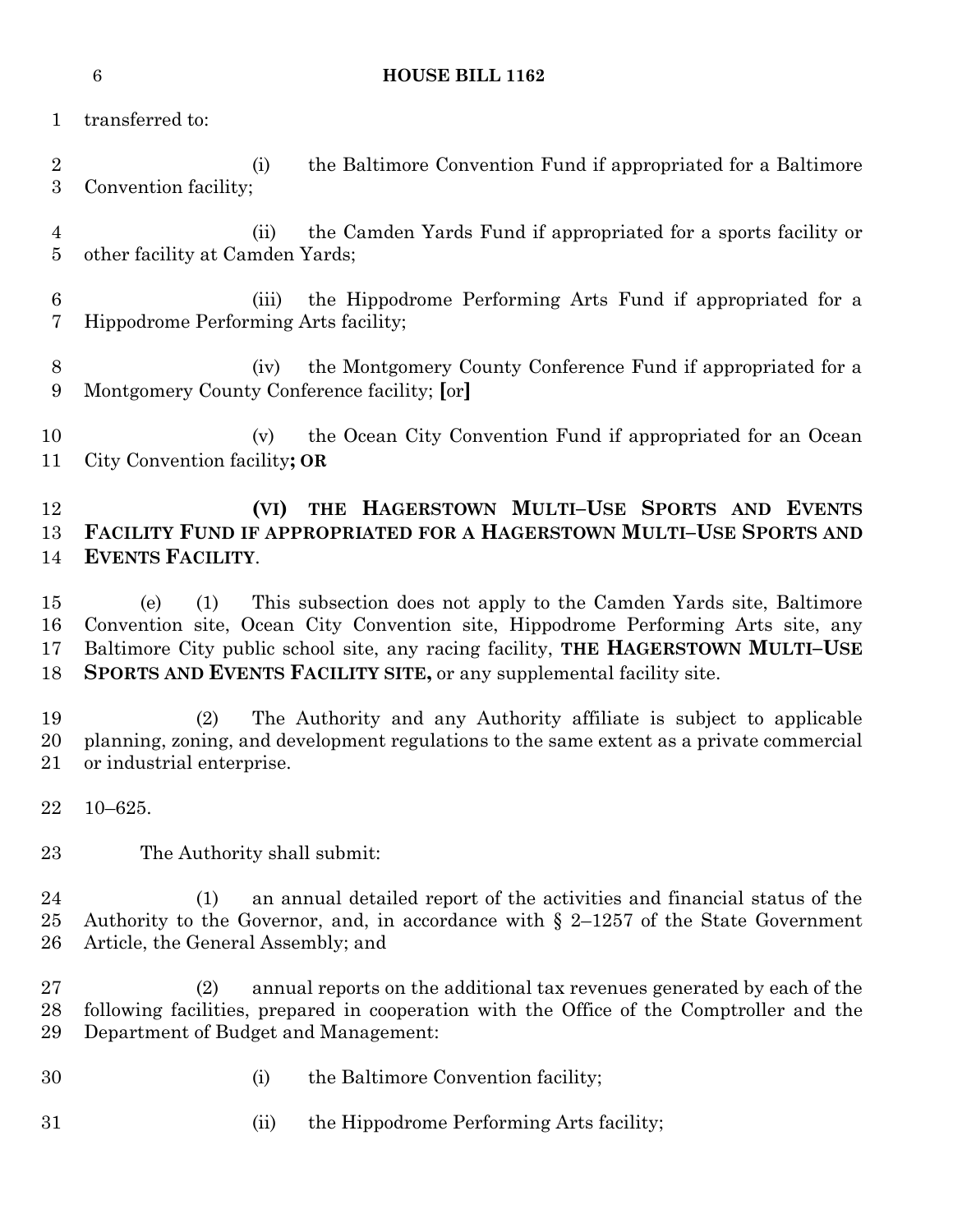transferred to:

(i) the Baltimore Convention Fund if appropriated for a Baltimore Convention facility;

(ii) the Camden Yards Fund if appropriated for a sports facility or other facility at Camden Yards;

(iii) the Hippodrome Performing Arts Fund if appropriated for a Hippodrome Performing Arts facility;

(iv) the Montgomery County Conference Fund if appropriated for a Montgomery County Conference facility; **[**or**]**

(v) the Ocean City Convention Fund if appropriated for an Ocean City Convention facility**; OR**

**(VI) THE HAGERSTOWN MULTI–USE SPORTS AND EVENTS FACILITY FUND IF APPROPRIATED FOR A HAGERSTOWN MULTI–USE SPORTS AND EVENTS FACILITY**.

(e) (1) This subsection does not apply to the Camden Yards site, Baltimore Convention site, Ocean City Convention site, Hippodrome Performing Arts site, any Baltimore City public school site, any racing facility, **THE HAGERSTOWN MULTI–USE SPORTS AND EVENTS FACILITY SITE,** or any supplemental facility site.

(2) The Authority and any Authority affiliate is subject to applicable planning, zoning, and development regulations to the same extent as a private commercial or industrial enterprise.

10–625.

The Authority shall submit:

(1) an annual detailed report of the activities and financial status of the Authority to the Governor, and, in accordance with § 2–1257 of the State Government Article, the General Assembly; and

(2) annual reports on the additional tax revenues generated by each of the following facilities, prepared in cooperation with the Office of the Comptroller and the Department of Budget and Management:

(i) the Baltimore Convention facility;

(ii) the Hippodrome Performing Arts facility;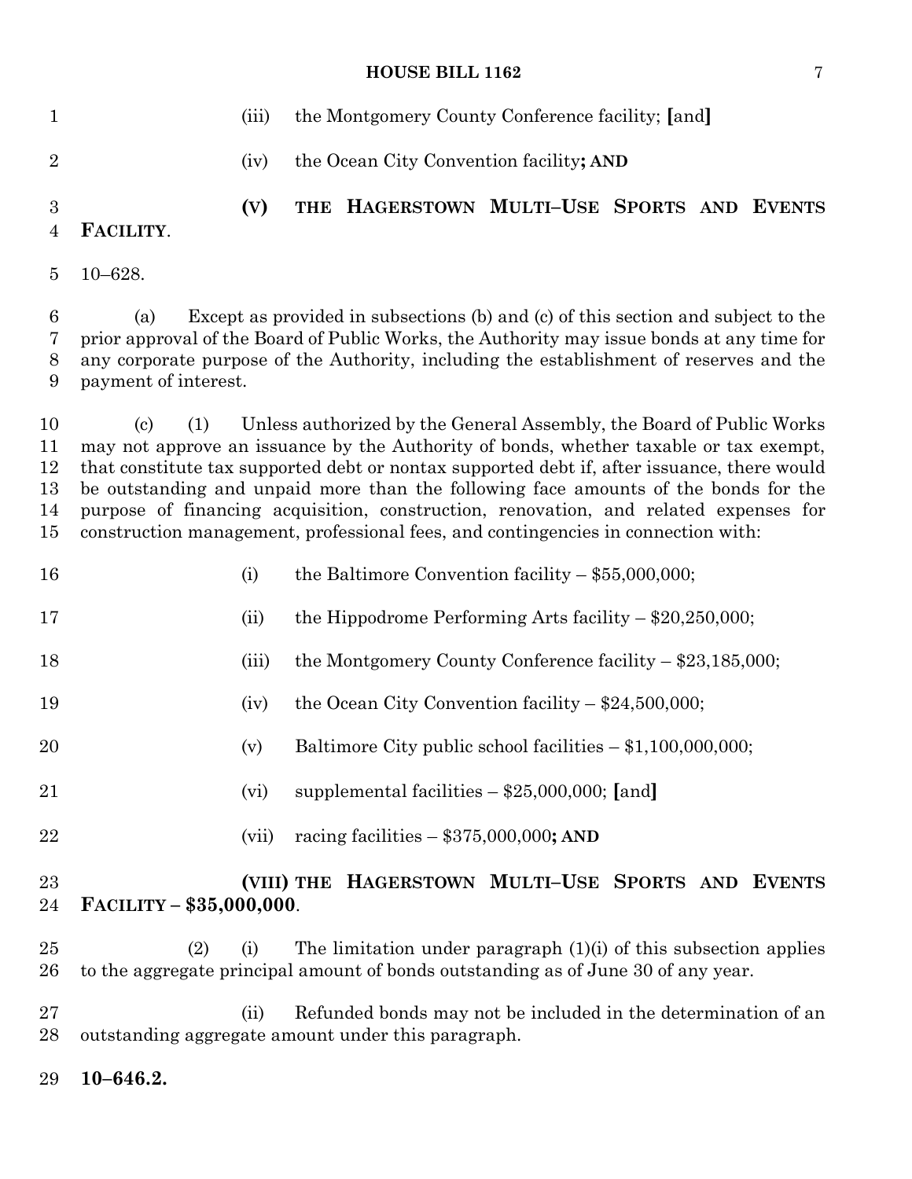(iii) the Montgomery County Conference facility; [and]

(iv) the Ocean City Convention facility**; AND**

**(V) THE HAGERSTOWN MULTI–USE SPORTS AND EVENTS FACILITY**.

10–628.

(a) Except as provided in subsections (b) and (c) of this section and subject to the prior approval of the Board of Public Works, the Authority may issue bonds at any time for any corporate purpose of the Authority, including the establishment of reserves and the payment of interest.

(c) (1) Unless authorized by the General Assembly, the Board of Public Works may not approve an issuance by the Authority of bonds, whether taxable or tax exempt, that constitute tax supported debt or nontax supported debt if, after issuance, there would be outstanding and unpaid more than the following face amounts of the bonds for the purpose of financing acquisition, construction, renovation, and related expenses for construction management, professional fees, and contingencies in connection with:

(i) the Baltimore Convention facility – $55,000,000;

(ii) the Hippodrome Performing Arts facility – $20,250,000;

(iii) the Montgomery County Conference facility – $23,185,000;

(iv) the Ocean City Convention facility – $24,500,000;

(v) Baltimore City public school facilities – $1,100,000,000;

(vi) supplemental facilities – $25,000,000; [and]

(vii) racing facilities – $375,000,000**; AND**

**(VIII) THE HAGERSTOWN MULTI–USE SPORTS AND EVENTS FACILITY – $35,000,000**.

(2) (i) The limitation under paragraph (1)(i) of this subsection applies to the aggregate principal amount of bonds outstanding as of June 30 of any year.

(ii) Refunded bonds may not be included in the determination of an outstanding aggregate amount under this paragraph.

**10–646.2.**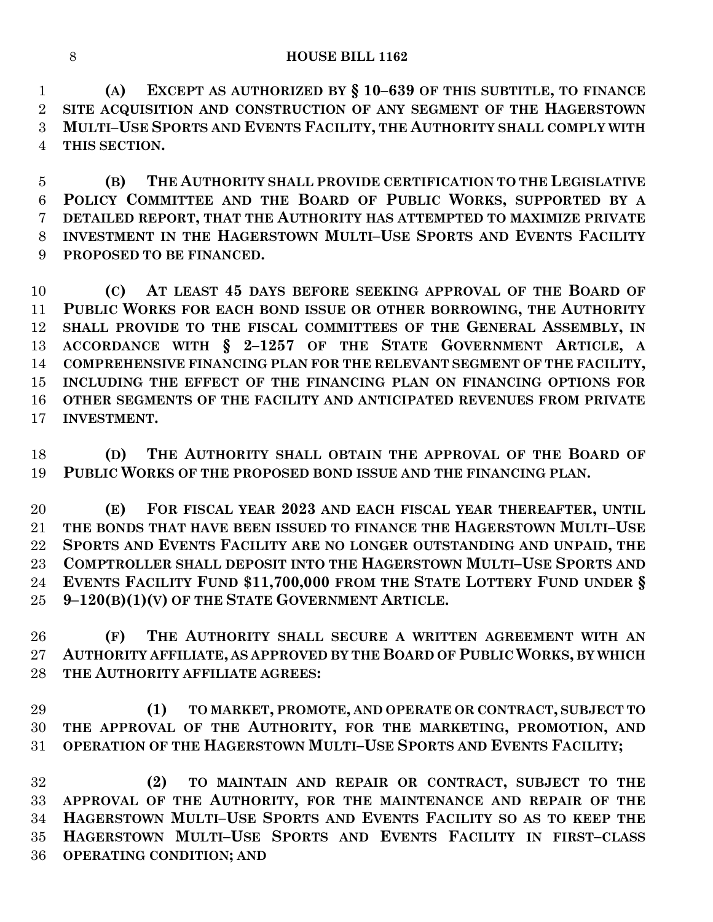**(A) EXCEPT AS AUTHORIZED BY § 10–639 OF THIS SUBTITLE, TO FINANCE SITE ACQUISITION AND CONSTRUCTION OF ANY SEGMENT OF THE HAGERSTOWN MULTI–USE SPORTS AND EVENTS FACILITY, THE AUTHORITY SHALL COMPLY WITH THIS SECTION.**

**(B) THE AUTHORITY SHALL PROVIDE CERTIFICATION TO THE LEGISLATIVE POLICY COMMITTEE AND THE BOARD OF PUBLIC WORKS, SUPPORTED BY A DETAILED REPORT, THAT THE AUTHORITY HAS ATTEMPTED TO MAXIMIZE PRIVATE INVESTMENT IN THE HAGERSTOWN MULTI–USE SPORTS AND EVENTS FACILITY PROPOSED TO BE FINANCED.**

**(C) AT LEAST 45 DAYS BEFORE SEEKING APPROVAL OF THE BOARD OF PUBLIC WORKS FOR EACH BOND ISSUE OR OTHER BORROWING, THE AUTHORITY SHALL PROVIDE TO THE FISCAL COMMITTEES OF THE GENERAL ASSEMBLY, IN ACCORDANCE WITH § 2–1257 OF THE STATE GOVERNMENT ARTICLE, A COMPREHENSIVE FINANCING PLAN FOR THE RELEVANT SEGMENT OF THE FACILITY, INCLUDING THE EFFECT OF THE FINANCING PLAN ON FINANCING OPTIONS FOR OTHER SEGMENTS OF THE FACILITY AND ANTICIPATED REVENUES FROM PRIVATE INVESTMENT.**

**(D) THE AUTHORITY SHALL OBTAIN THE APPROVAL OF THE BOARD OF PUBLIC WORKS OF THE PROPOSED BOND ISSUE AND THE FINANCING PLAN.**

**(E) FOR FISCAL YEAR 2023 AND EACH FISCAL YEAR THEREAFTER, UNTIL THE BONDS THAT HAVE BEEN ISSUED TO FINANCE THE HAGERSTOWN MULTI–USE SPORTS AND EVENTS FACILITY ARE NO LONGER OUTSTANDING AND UNPAID, THE COMPTROLLER SHALL DEPOSIT INTO THE HAGERSTOWN MULTI–USE SPORTS AND EVENTS FACILITY FUND $11,700,000 FROM THE STATE LOTTERY FUND UNDER § 9–120(B)(1)(V) OF THE STATE GOVERNMENT ARTICLE.**

**(F) THE AUTHORITY SHALL SECURE A WRITTEN AGREEMENT WITH AN AUTHORITY AFFILIATE, AS APPROVED BY THE BOARD OF PUBLIC WORKS, BY WHICH THE AUTHORITY AFFILIATE AGREES:**

**(1) TO MARKET, PROMOTE, AND OPERATE OR CONTRACT, SUBJECT TO THE APPROVAL OF THE AUTHORITY, FOR THE MARKETING, PROMOTION, AND OPERATION OF THE HAGERSTOWN MULTI–USE SPORTS AND EVENTS FACILITY;**

**(2) TO MAINTAIN AND REPAIR OR CONTRACT, SUBJECT TO THE APPROVAL OF THE AUTHORITY, FOR THE MAINTENANCE AND REPAIR OF THE HAGERSTOWN MULTI–USE SPORTS AND EVENTS FACILITY SO AS TO KEEP THE HAGERSTOWN MULTI–USE SPORTS AND EVENTS FACILITY IN FIRST–CLASS OPERATING CONDITION; AND**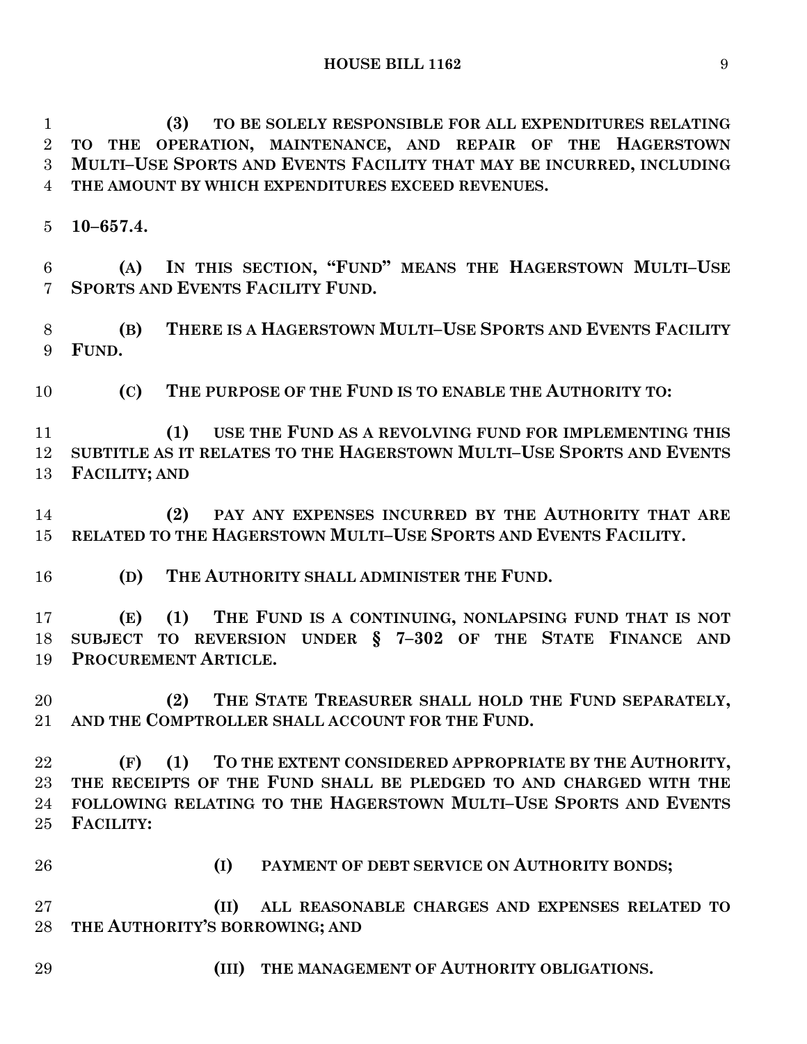**(3) TO BE SOLELY RESPONSIBLE FOR ALL EXPENDITURES RELATING TO THE OPERATION, MAINTENANCE, AND REPAIR OF THE HAGERSTOWN MULTI–USE SPORTS AND EVENTS FACILITY THAT MAY BE INCURRED, INCLUDING THE AMOUNT BY WHICH EXPENDITURES EXCEED REVENUES.**

**10–657.4.**

**(A) IN THIS SECTION, "FUND" MEANS THE HAGERSTOWN MULTI–USE SPORTS AND EVENTS FACILITY FUND.**

**(B) THERE IS A HAGERSTOWN MULTI–USE SPORTS AND EVENTS FACILITY FUND.**

**(C) THE PURPOSE OF THE FUND IS TO ENABLE THE AUTHORITY TO:**

**(1) USE THE FUND AS A REVOLVING FUND FOR IMPLEMENTING THIS SUBTITLE AS IT RELATES TO THE HAGERSTOWN MULTI–USE SPORTS AND EVENTS FACILITY; AND**

**(2) PAY ANY EXPENSES INCURRED BY THE AUTHORITY THAT ARE RELATED TO THE HAGERSTOWN MULTI–USE SPORTS AND EVENTS FACILITY.**

**(D) THE AUTHORITY SHALL ADMINISTER THE FUND.**

**(E) (1) THE FUND IS A CONTINUING, NONLAPSING FUND THAT IS NOT SUBJECT TO REVERSION UNDER § 7–302 OF THE STATE FINANCE AND PROCUREMENT ARTICLE.**

**(2) THE STATE TREASURER SHALL HOLD THE FUND SEPARATELY, AND THE COMPTROLLER SHALL ACCOUNT FOR THE FUND.**

**(F) (1) TO THE EXTENT CONSIDERED APPROPRIATE BY THE AUTHORITY, THE RECEIPTS OF THE FUND SHALL BE PLEDGED TO AND CHARGED WITH THE FOLLOWING RELATING TO THE HAGERSTOWN MULTI–USE SPORTS AND EVENTS FACILITY:**

**(I) PAYMENT OF DEBT SERVICE ON AUTHORITY BONDS;**

**(II) ALL REASONABLE CHARGES AND EXPENSES RELATED TO THE AUTHORITY'S BORROWING; AND**

**(III) THE MANAGEMENT OF AUTHORITY OBLIGATIONS.**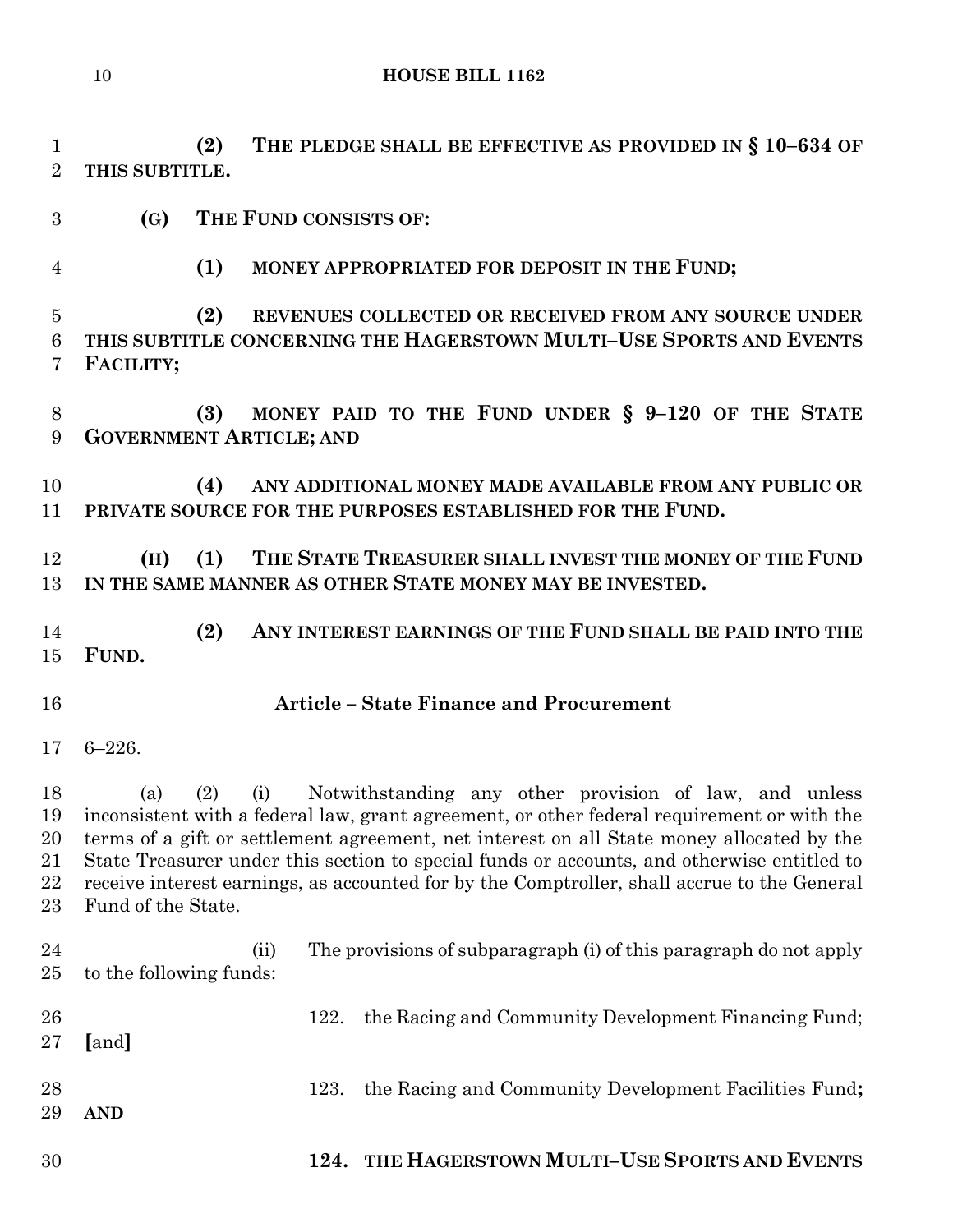**(2) THE PLEDGE SHALL BE EFFECTIVE AS PROVIDED IN § 10–634 OF THIS SUBTITLE.**

**(G) THE FUND CONSISTS OF:**

**(1) MONEY APPROPRIATED FOR DEPOSIT IN THE FUND;**

**(2) REVENUES COLLECTED OR RECEIVED FROM ANY SOURCE UNDER THIS SUBTITLE CONCERNING THE HAGERSTOWN MULTI–USE SPORTS AND EVENTS FACILITY;**

**(3) MONEY PAID TO THE FUND UNDER § 9–120 OF THE STATE GOVERNMENT ARTICLE; AND**

**(4) ANY ADDITIONAL MONEY MADE AVAILABLE FROM ANY PUBLIC OR PRIVATE SOURCE FOR THE PURPOSES ESTABLISHED FOR THE FUND.**

**(H) (1) THE STATE TREASURER SHALL INVEST THE MONEY OF THE FUND IN THE SAME MANNER AS OTHER STATE MONEY MAY BE INVESTED.**

**(2) ANY INTEREST EARNINGS OF THE FUND SHALL BE PAID INTO THE FUND.**

**Article – State Finance and Procurement**

6–226.

(a) (2) (i) Notwithstanding any other provision of law, and unless inconsistent with a federal law, grant agreement, or other federal requirement or with the terms of a gift or settlement agreement, net interest on all State money allocated by the State Treasurer under this section to special funds or accounts, and otherwise entitled to receive interest earnings, as accounted for by the Comptroller, shall accrue to the General Fund of the State.

(ii) The provisions of subparagraph (i) of this paragraph do not apply to the following funds:

122. the Racing and Community Development Financing Fund; **[**and**]**

123. the Racing and Community Development Facilities Fund**; AND**

**124. THE HAGERSTOWN MULTI–USE SPORTS AND EVENTS**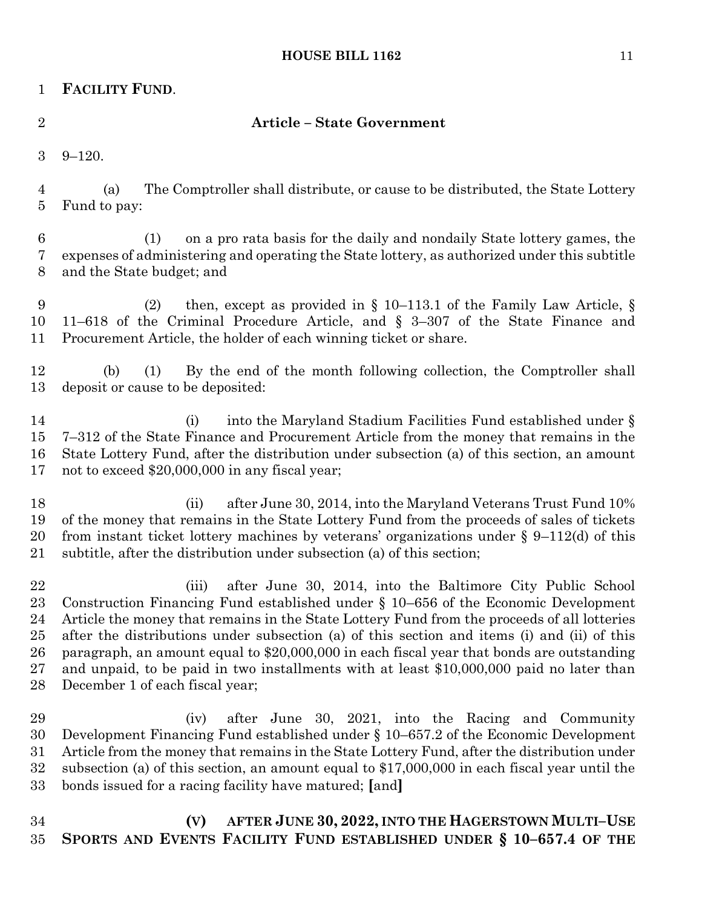**FACILITY FUND**.

**Article – State Government**

9–120.

(a) The Comptroller shall distribute, or cause to be distributed, the State Lottery Fund to pay:

(1) on a pro rata basis for the daily and nondaily State lottery games, the expenses of administering and operating the State lottery, as authorized under this subtitle and the State budget; and

(2) then, except as provided in § 10–113.1 of the Family Law Article, § 11–618 of the Criminal Procedure Article, and § 3–307 of the State Finance and Procurement Article, the holder of each winning ticket or share.

(b) (1) By the end of the month following collection, the Comptroller shall deposit or cause to be deposited:

(i) into the Maryland Stadium Facilities Fund established under § 7–312 of the State Finance and Procurement Article from the money that remains in the State Lottery Fund, after the distribution under subsection (a) of this section, an amount not to exceed $20,000,000 in any fiscal year;

(ii) after June 30, 2014, into the Maryland Veterans Trust Fund 10% of the money that remains in the State Lottery Fund from the proceeds of sales of tickets from instant ticket lottery machines by veterans' organizations under § 9–112(d) of this subtitle, after the distribution under subsection (a) of this section;

(iii) after June 30, 2014, into the Baltimore City Public School Construction Financing Fund established under § 10–656 of the Economic Development Article the money that remains in the State Lottery Fund from the proceeds of all lotteries after the distributions under subsection (a) of this section and items (i) and (ii) of this paragraph, an amount equal to $20,000,000 in each fiscal year that bonds are outstanding and unpaid, to be paid in two installments with at least $10,000,000 paid no later than December 1 of each fiscal year;

(iv) after June 30, 2021, into the Racing and Community Development Financing Fund established under § 10–657.2 of the Economic Development Article from the money that remains in the State Lottery Fund, after the distribution under subsection (a) of this section, an amount equal to $17,000,000 in each fiscal year until the bonds issued for a racing facility have matured; **[**and**]**

**(V) AFTER JUNE 30, 2022, INTO THE HAGERSTOWN MULTI–USE SPORTS AND EVENTS FACILITY FUND ESTABLISHED UNDER § 10–657.4 OF THE**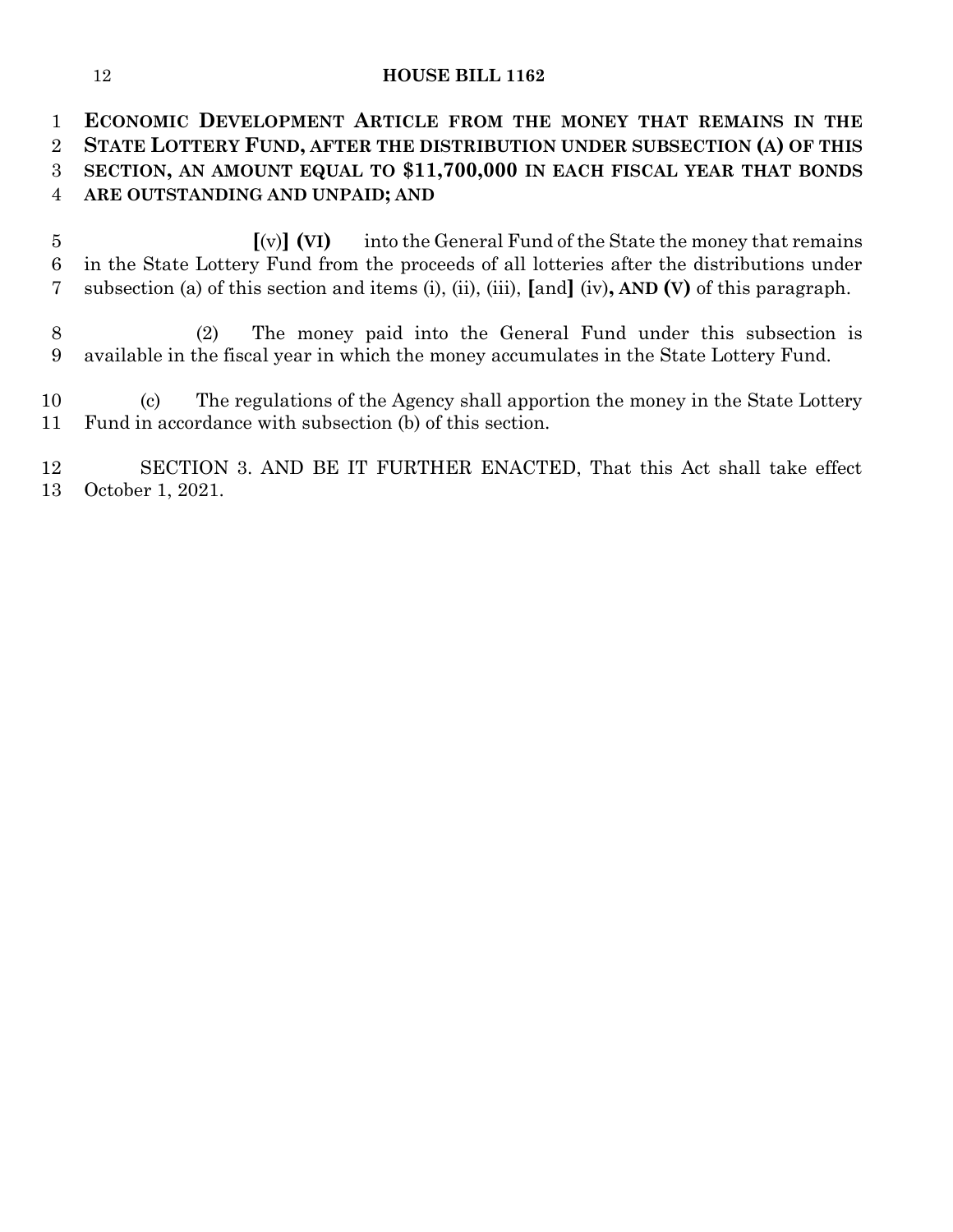**ECONOMIC DEVELOPMENT ARTICLE FROM THE MONEY THAT REMAINS IN THE STATE LOTTERY FUND, AFTER THE DISTRIBUTION UNDER SUBSECTION (A) OF THIS SECTION, AN AMOUNT EQUAL TO $11,700,000 IN EACH FISCAL YEAR THAT BONDS ARE OUTSTANDING AND UNPAID; AND**

**[**(v)**] (VI)** into the General Fund of the State the money that remains in the State Lottery Fund from the proceeds of all lotteries after the distributions under subsection (a) of this section and items (i), (ii), (iii), **[**and**]** (iv)**, AND (V)** of this paragraph.

(2) The money paid into the General Fund under this subsection is available in the fiscal year in which the money accumulates in the State Lottery Fund.

(c) The regulations of the Agency shall apportion the money in the State Lottery Fund in accordance with subsection (b) of this section.

SECTION 3. AND BE IT FURTHER ENACTED, That this Act shall take effect October 1, 2021.